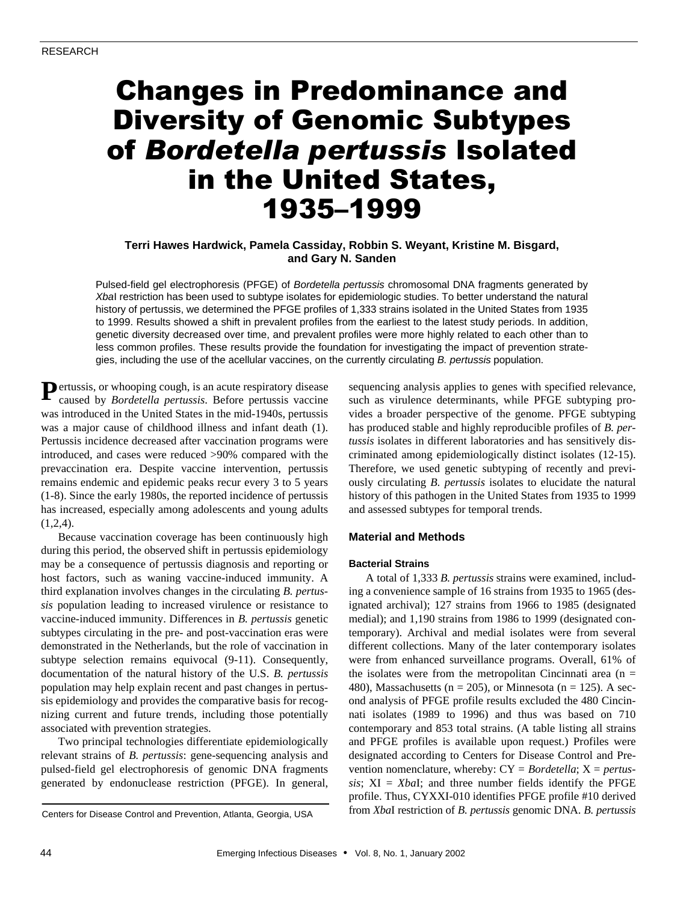RESEARCH

# Changes in Predominance and Diversity of Genomic Subtypes of *Bordetella pertussis* Isolated in the United States, 1935–1999

**Terri Hawes Hardwick, Pamela Cassiday, Robbin S. Weyant, Kristine M. Bisgard, and Gary N. Sanden**

Pulsed-field gel electrophoresis (PFGE) of *Bordetella pertussis* chromosomal DNA fragments generated by *Xba*I restriction has been used to subtype isolates for epidemiologic studies. To better understand the natural history of pertussis, we determined the PFGE profiles of 1,333 strains isolated in the United States from 1935 to 1999. Results showed a shift in prevalent profiles from the earliest to the latest study periods. In addition, genetic diversity decreased over time, and prevalent profiles were more highly related to each other than to less common profiles. These results provide the foundation for investigating the impact of prevention strategies, including the use of the acellular vaccines, on the currently circulating *B. pertussis* population.

Pertussis, or whooping cough, is an acute respiratory disease caused by *Bordetella pertussis*. Before pertussis vaccine was introduced in the United States in the mid-1940s, pertussis was a major cause of childhood illness and infant death (1). Pertussis incidence decreased after vaccination programs were introduced, and cases were reduced >90% compared with the prevaccination era. Despite vaccine intervention, pertussis remains endemic and epidemic peaks recur every 3 to 5 years (1-8). Since the early 1980s, the reported incidence of pertussis has increased, especially among adolescents and young adults (1,2,4).

Because vaccination coverage has been continuously high during this period, the observed shift in pertussis epidemiology may be a consequence of pertussis diagnosis and reporting or host factors, such as waning vaccine-induced immunity. A third explanation involves changes in the circulating *B. pertussis* population leading to increased virulence or resistance to vaccine-induced immunity. Differences in *B. pertussis* genetic subtypes circulating in the pre- and post-vaccination eras were demonstrated in the Netherlands, but the role of vaccination in subtype selection remains equivocal (9-11). Consequently, documentation of the natural history of the U.S. *B. pertussis* population may help explain recent and past changes in pertussis epidemiology and provides the comparative basis for recognizing current and future trends, including those potentially associated with prevention strategies.

Two principal technologies differentiate epidemiologically relevant strains of *B. pertussis*: gene-sequencing analysis and pulsed-field gel electrophoresis of genomic DNA fragments generated by endonuclease restriction (PFGE). In general, sequencing analysis applies to genes with specified relevance, such as virulence determinants, while PFGE subtyping provides a broader perspective of the genome. PFGE subtyping has produced stable and highly reproducible profiles of *B. pertussis* isolates in different laboratories and has sensitively discriminated among epidemiologically distinct isolates (12-15). Therefore, we used genetic subtyping of recently and previously circulating *B. pertussis* isolates to elucidate the natural history of this pathogen in the United States from 1935 to 1999 and assessed subtypes for temporal trends.

## Material and Methods

### Bacterial Strains

A total of 1,333 *B. pertussis* strains were examined, including a convenience sample of 16 strains from 1935 to 1965 (designated archival); 127 strains from 1966 to 1985 (designated medial); and 1,190 strains from 1986 to 1999 (designated contemporary). Archival and medial isolates were from several different collections. Many of the later contemporary isolates were from enhanced surveillance programs. Overall, 61% of the isolates were from the metropolitan Cincinnati area (n = 480), Massachusetts (n = 205), or Minnesota (n = 125). A second analysis of PFGE profile results excluded the 480 Cincinnati isolates (1989 to 1996) and thus was based on 710 contemporary and 853 total strains. (A table listing all strains and PFGE profiles is available upon request.) Profiles were designated according to Centers for Disease Control and Prevention nomenclature, whereby: CY = *Bordetella*; X = *pertussis*; XI = *Xba*I; and three number fields identify the PFGE profile. Thus, CYXXI-010 identifies PFGE profile #10 derived from *Xba*I restriction of *B. pertussis* genomic DNA. *B. pertussis*

Centers for Disease Control and Prevention, Atlanta, Georgia, USA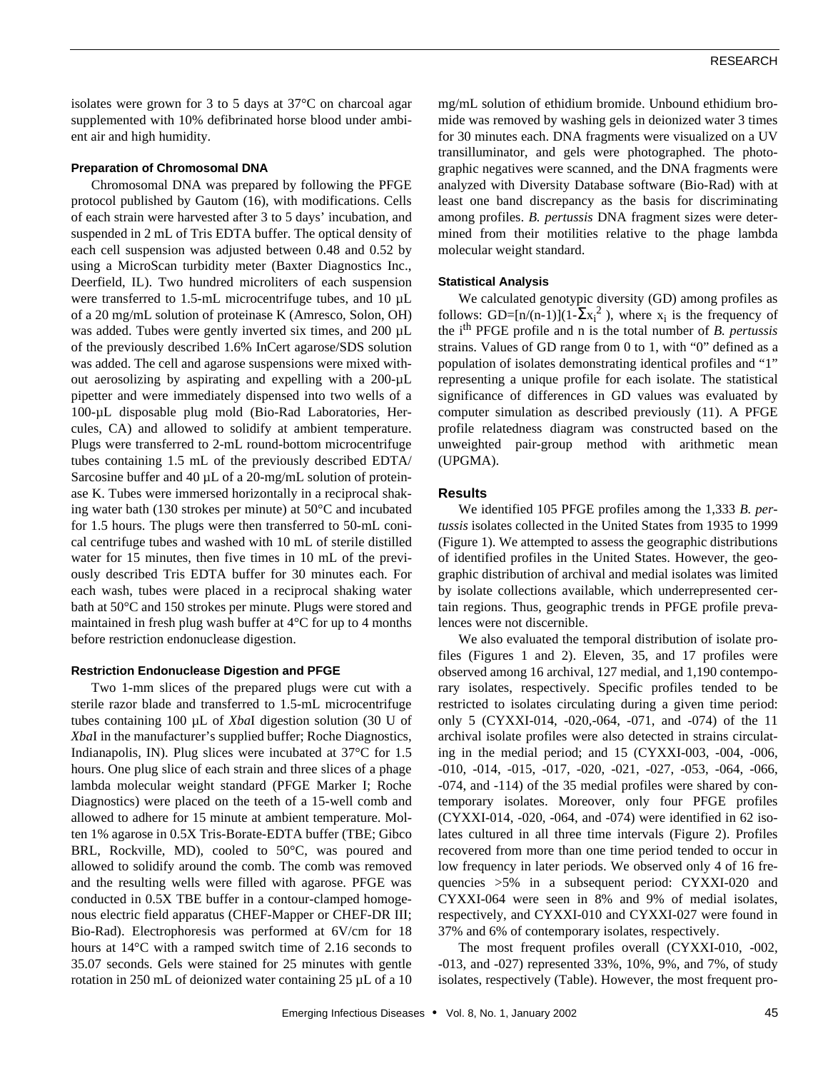isolates were grown for 3 to 5 days at 37°C on charcoal agar supplemented with 10% defibrinated horse blood under ambient air and high humidity.

### Preparation of Chromosomal DNA

Chromosomal DNA was prepared by following the PFGE protocol published by Gautom (16), with modifications. Cells of each strain were harvested after 3 to 5 days' incubation, and suspended in 2 mL of Tris EDTA buffer. The optical density of each cell suspension was adjusted between 0.48 and 0.52 by using a MicroScan turbidity meter (Baxter Diagnostics Inc., Deerfield, IL). Two hundred microliters of each suspension were transferred to 1.5-mL microcentrifuge tubes, and 10 µL of a 20 mg/mL solution of proteinase K (Amresco, Solon, OH) was added. Tubes were gently inverted six times, and 200 µL of the previously described 1.6% InCert agarose/SDS solution was added. The cell and agarose suspensions were mixed without aerosolizing by aspirating and expelling with a 200-µL pipetter and were immediately dispensed into two wells of a 100-µL disposable plug mold (Bio-Rad Laboratories, Hercules, CA) and allowed to solidify at ambient temperature. Plugs were transferred to 2-mL round-bottom microcentrifuge tubes containing 1.5 mL of the previously described EDTA/Sarcosine buffer and 40 µL of a 20-mg/mL solution of proteinase K. Tubes were immersed horizontally in a reciprocal shaking water bath (130 strokes per minute) at 50°C and incubated for 1.5 hours. The plugs were then transferred to 50-mL conical centrifuge tubes and washed with 10 mL of sterile distilled water for 15 minutes, then five times in 10 mL of the previously described Tris EDTA buffer for 30 minutes each. For each wash, tubes were placed in a reciprocal shaking water bath at 50°C and 150 strokes per minute. Plugs were stored and maintained in fresh plug wash buffer at 4°C for up to 4 months before restriction endonuclease digestion.

### Restriction Endonuclease Digestion and PFGE

Two 1-mm slices of the prepared plugs were cut with a sterile razor blade and transferred to 1.5-mL microcentrifuge tubes containing 100 µL of *Xba*I digestion solution (30 U of *Xba*I in the manufacturer's supplied buffer; Roche Diagnostics, Indianapolis, IN). Plug slices were incubated at 37°C for 1.5 hours. One plug slice of each strain and three slices of a phage lambda molecular weight standard (PFGE Marker I; Roche Diagnostics) were placed on the teeth of a 15-well comb and allowed to adhere for 15 minute at ambient temperature. Molten 1% agarose in 0.5X Tris-Borate-EDTA buffer (TBE; Gibco BRL, Rockville, MD), cooled to 50°C, was poured and allowed to solidify around the comb. The comb was removed and the resulting wells were filled with agarose. PFGE was conducted in 0.5X TBE buffer in a contour-clamped homogenous electric field apparatus (CHEF-Mapper or CHEF-DR III; Bio-Rad). Electrophoresis was performed at 6V/cm for 18 hours at 14°C with a ramped switch time of 2.16 seconds to 35.07 seconds. Gels were stained for 25 minutes with gentle rotation in 250 mL of deionized water containing 25 µL of a 10 mg/mL solution of ethidium bromide. Unbound ethidium bromide was removed by washing gels in deionized water 3 times for 30 minutes each. DNA fragments were visualized on a UV transilluminator, and gels were photographed. The photographic negatives were scanned, and the DNA fragments were analyzed with Diversity Database software (Bio-Rad) with at least one band discrepancy as the basis for discriminating among profiles. *B. pertussis* DNA fragment sizes were determined from their motilities relative to the phage lambda molecular weight standard.

### Statistical Analysis

We calculated genotypic diversity (GD) among profiles as follows: $GD=[n/(n-1)](1-\Sigma x_i^2)$, where $x_i$ is the frequency of the $i^{th}$ PFGE profile and n is the total number of *B. pertussis* strains. Values of GD range from 0 to 1, with "0" defined as a population of isolates demonstrating identical profiles and "1" representing a unique profile for each isolate. The statistical significance of differences in GD values was evaluated by computer simulation as described previously (11). A PFGE profile relatedness diagram was constructed based on the unweighted pair-group method with arithmetic mean (UPGMA).

## Results

We identified 105 PFGE profiles among the 1,333 *B. pertussis* isolates collected in the United States from 1935 to 1999 (Figure 1). We attempted to assess the geographic distributions of identified profiles in the United States. However, the geographic distribution of archival and medial isolates was limited by isolate collections available, which underrepresented certain regions. Thus, geographic trends in PFGE profile prevalences were not discernible.

We also evaluated the temporal distribution of isolate profiles (Figures 1 and 2). Eleven, 35, and 17 profiles were observed among 16 archival, 127 medial, and 1,190 contemporary isolates, respectively. Specific profiles tended to be restricted to isolates circulating during a given time period: only 5 (CYXXI-014, -020,-064, -071, and -074) of the 11 archival isolate profiles were also detected in strains circulating in the medial period; and 15 (CYXXI-003, -004, -006, -010, -014, -015, -017, -020, -021, -027, -053, -064, -066, -074, and -114) of the 35 medial profiles were shared by contemporary isolates. Moreover, only four PFGE profiles (CYXXI-014, -020, -064, and -074) were identified in 62 isolates cultured in all three time intervals (Figure 2). Profiles recovered from more than one time period tended to occur in low frequency in later periods. We observed only 4 of 16 frequencies >5% in a subsequent period: CYXXI-020 and CYXXI-064 were seen in 8% and 9% of medial isolates, respectively, and CYXXI-010 and CYXXI-027 were found in 37% and 6% of contemporary isolates, respectively.

The most frequent profiles overall (CYXXI-010, -002, -013, and -027) represented 33%, 10%, 9%, and 7%, of study isolates, respectively (Table). However, the most frequent pro-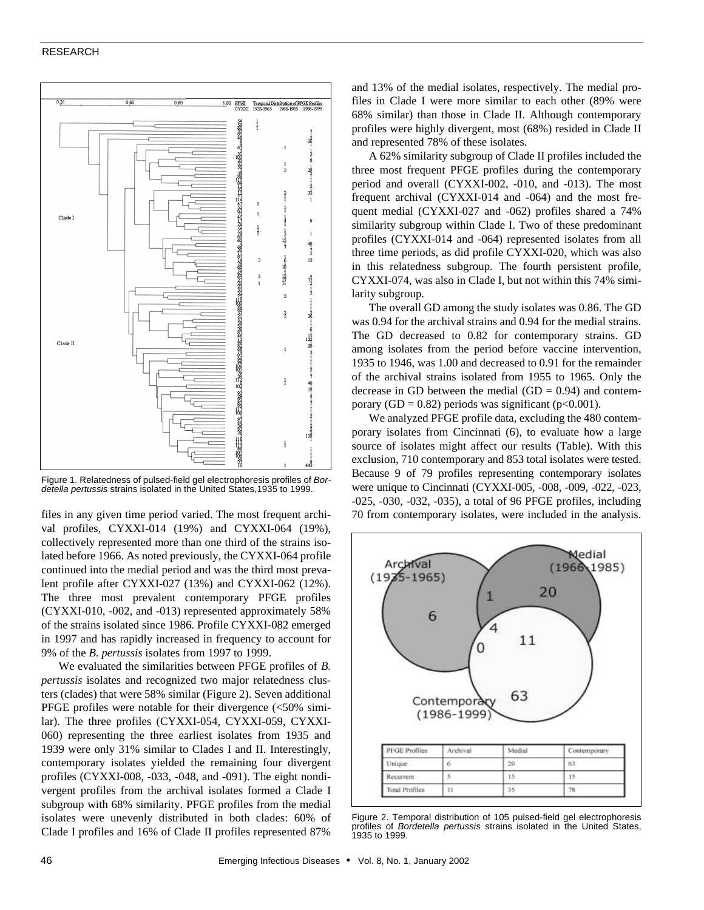Figure 1. Relatedness of pulsed-field gel electrophoresis profiles of *Bordetella pertussis* strains isolated in the United States,1935 to 1999.

files in any given time period varied. The most frequent archival profiles, CYXXI-014 (19%) and CYXXI-064 (19%), collectively represented more than one third of the strains isolated before 1966. As noted previously, the CYXXI-064 profile continued into the medial period and was the third most prevalent profile after CYXXI-027 (13%) and CYXXI-062 (12%). The three most prevalent contemporary PFGE profiles (CYXXI-010, -002, and -013) represented approximately 58% of the strains isolated since 1986. Profile CYXXI-082 emerged in 1997 and has rapidly increased in frequency to account for 9% of the *B. pertussis* isolates from 1997 to 1999.

We evaluated the similarities between PFGE profiles of *B. pertussis* isolates and recognized two major relatedness clusters (clades) that were 58% similar (Figure 2). Seven additional PFGE profiles were notable for their divergence (<50% similar). The three profiles (CYXXI-054, CYXXI-059, CYXXI-060) representing the three earliest isolates from 1935 and 1939 were only 31% similar to Clades I and II. Interestingly, contemporary isolates yielded the remaining four divergent profiles (CYXXI-008, -033, -048, and -091). The eight nondivergent profiles from the archival isolates formed a Clade I subgroup with 68% similarity. PFGE profiles from the medial isolates were unevenly distributed in both clades: 60% of Clade I profiles and 16% of Clade II profiles represented 87% and 13% of the medial isolates, respectively. The medial profiles in Clade I were more similar to each other (89% were 68% similar) than those in Clade II. Although contemporary profiles were highly divergent, most (68%) resided in Clade II and represented 78% of these isolates.

A 62% similarity subgroup of Clade II profiles included the three most frequent PFGE profiles during the contemporary period and overall (CYXXI-002, -010, and -013). The most frequent archival (CYXXI-014 and -064) and the most frequent medial (CYXXI-027 and -062) profiles shared a 74% similarity subgroup within Clade I. Two of these predominant profiles (CYXXI-014 and -064) represented isolates from all three time periods, as did profile CYXXI-020, which was also in this relatedness subgroup. The fourth persistent profile, CYXXI-074, was also in Clade I, but not within this 74% similarity subgroup.

The overall GD among the study isolates was 0.86. The GD was 0.94 for the archival strains and 0.94 for the medial strains. The GD decreased to 0.82 for contemporary strains. GD among isolates from the period before vaccine intervention, 1935 to 1946, was 1.00 and decreased to 0.91 for the remainder of the archival strains isolated from 1955 to 1965. Only the decrease in GD between the medial (GD = 0.94) and contemporary (GD = 0.82) periods was significant ($p<0.001$).

We analyzed PFGE profile data, excluding the 480 contemporary isolates from Cincinnati (6), to evaluate how a large source of isolates might affect our results (Table). With this exclusion, 710 contemporary and 853 total isolates were tested. Because 9 of 79 profiles representing contemporary isolates were unique to Cincinnati (CYXXI-005, -008, -009, -022, -023, -025, -030, -032, -035), a total of 96 PFGE profiles, including 70 from contemporary isolates, were included in the analysis.

| PFGE Profiles | Archival | Medial | Contemporary |
|---|---|---|---|
| Unique | 6 | 20 | 63 |
| Recurrent | 5 | 15 | 15 |
| Total Profiles | 11 | 35 | 78 |

Figure 2. Temporal distribution of 105 pulsed-field gel electrophoresis profiles of *Bordetella pertussis* strains isolated in the United States, 1935 to 1999.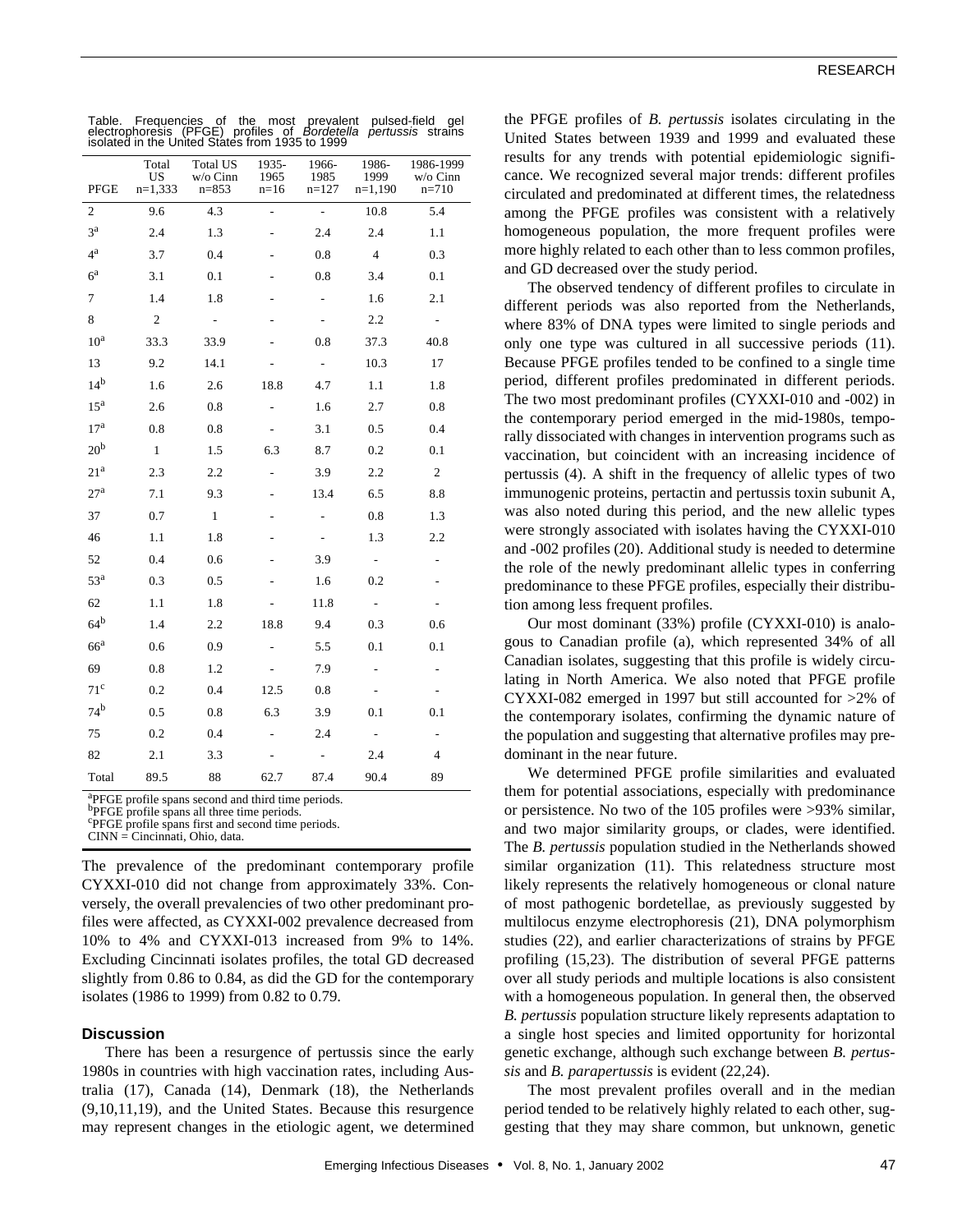Table. Frequencies of the most prevalent pulsed-field gel electrophoresis (PFGE) profiles of *Bordetella pertussis* strains isolated in the United States from 1935 to 1999

| PFGE | Total US n=1,333 | Total US w/o Cinn n=853 | 1935-1965 n=16 | 1966-1985 n=127 | 1986-1999 n=1,190 | 1986-1999 w/o Cinn n=710 |
|---|---|---|---|---|---|---|
| 2 | 9.6 | 4.3 | - | - | 10.8 | 5.4 |
| 3[a] | 2.4 | 1.3 | - | 2.4 | 2.4 | 1.1 |
| 4[a] | 3.7 | 0.4 | - | 0.8 | 4 | 0.3 |
| 6[a] | 3.1 | 0.1 | - | 0.8 | 3.4 | 0.1 |
| 7 | 1.4 | 1.8 | - | - | 1.6 | 2.1 |
| 8 | 2 | - | - | - | 2.2 | - |
| 10[a] | 33.3 | 33.9 | - | 0.8 | 37.3 | 40.8 |
| 13 | 9.2 | 14.1 | - | - | 10.3 | 17 |
| 14[b] | 1.6 | 2.6 | 18.8 | 4.7 | 1.1 | 1.8 |
| 15[a] | 2.6 | 0.8 | - | 1.6 | 2.7 | 0.8 |
| 17[a] | 0.8 | 0.8 | - | 3.1 | 0.5 | 0.4 |
| 20[b] | 1 | 1.5 | 6.3 | 8.7 | 0.2 | 0.1 |
| 21[a] | 2.3 | 2.2 | - | 3.9 | 2.2 | 2 |
| 27[a] | 7.1 | 9.3 | - | 13.4 | 6.5 | 8.8 |
| 37 | 0.7 | 1 | - | - | 0.8 | 1.3 |
| 46 | 1.1 | 1.8 | - | - | 1.3 | 2.2 |
| 52 | 0.4 | 0.6 | - | 3.9 | - | - |
| 53[a] | 0.3 | 0.5 | - | 1.6 | 0.2 | - |
| 62 | 1.1 | 1.8 | - | 11.8 | - | - |
| 64[b] | 1.4 | 2.2 | 18.8 | 9.4 | 0.3 | 0.6 |
| 66[a] | 0.6 | 0.9 | - | 5.5 | 0.1 | 0.1 |
| 69 | 0.8 | 1.2 | - | 7.9 | - | - |
| 71[c] | 0.2 | 0.4 | 12.5 | 0.8 | - | - |
| 74[b] | 0.5 | 0.8 | 6.3 | 3.9 | 0.1 | 0.1 |
| 75 | 0.2 | 0.4 | - | 2.4 | - | - |
| 82 | 2.1 | 3.3 | - | - | 2.4 | 4 |
| Total | 89.5 | 88 | 62.7 | 87.4 | 90.4 | 89 |

[a]PFGE profile spans second and third time periods.
[b]PFGE profile spans all three time periods.
[c]PFGE profile spans first and second time periods.
CINN = Cincinnati, Ohio, data.

The prevalence of the predominant contemporary profile CYXXI-010 did not change from approximately 33%. Conversely, the overall prevalencies of two other predominant profiles were affected, as CYXXI-002 prevalence decreased from 10% to 4% and CYXXI-013 increased from 9% to 14%. Excluding Cincinnati isolates profiles, the total GD decreased slightly from 0.86 to 0.84, as did the GD for the contemporary isolates (1986 to 1999) from 0.82 to 0.79.

## Discussion

There has been a resurgence of pertussis since the early 1980s in countries with high vaccination rates, including Australia (17), Canada (14), Denmark (18), the Netherlands (9,10,11,19), and the United States. Because this resurgence may represent changes in the etiologic agent, we determined the PFGE profiles of *B. pertussis* isolates circulating in the United States between 1939 and 1999 and evaluated these results for any trends with potential epidemiologic significance. We recognized several major trends: different profiles circulated and predominated at different times, the relatedness among the PFGE profiles was consistent with a relatively homogeneous population, the more frequent profiles were more highly related to each other than to less common profiles, and GD decreased over the study period.

The observed tendency of different profiles to circulate in different periods was also reported from the Netherlands, where 83% of DNA types were limited to single periods and only one type was cultured in all successive periods (11). Because PFGE profiles tended to be confined to a single time period, different profiles predominated in different periods. The two most predominant profiles (CYXXI-010 and -002) in the contemporary period emerged in the mid-1980s, temporally dissociated with changes in intervention programs such as vaccination, but coincident with an increasing incidence of pertussis (4). A shift in the frequency of allelic types of two immunogenic proteins, pertactin and pertussis toxin subunit A, was also noted during this period, and the new allelic types were strongly associated with isolates having the CYXXI-010 and -002 profiles (20). Additional study is needed to determine the role of the newly predominant allelic types in conferring predominance to these PFGE profiles, especially their distribution among less frequent profiles.

Our most dominant (33%) profile (CYXXI-010) is analogous to Canadian profile (a), which represented 34% of all Canadian isolates, suggesting that this profile is widely circulating in North America. We also noted that PFGE profile CYXXI-082 emerged in 1997 but still accounted for >2% of the contemporary isolates, confirming the dynamic nature of the population and suggesting that alternative profiles may predominant in the near future.

We determined PFGE profile similarities and evaluated them for potential associations, especially with predominance or persistence. No two of the 105 profiles were >93% similar, and two major similarity groups, or clades, were identified. The *B. pertussis* population studied in the Netherlands showed similar organization (11). This relatedness structure most likely represents the relatively homogeneous or clonal nature of most pathogenic bordetellae, as previously suggested by multilocus enzyme electrophoresis (21), DNA polymorphism studies (22), and earlier characterizations of strains by PFGE profiling (15,23). The distribution of several PFGE patterns over all study periods and multiple locations is also consistent with a homogeneous population. In general then, the observed *B. pertussis* population structure likely represents adaptation to a single host species and limited opportunity for horizontal genetic exchange, although such exchange between *B. pertussis* and *B. parapertussis* is evident (22,24).

The most prevalent profiles overall and in the median period tended to be relatively highly related to each other, suggesting that they may share common, but unknown, genetic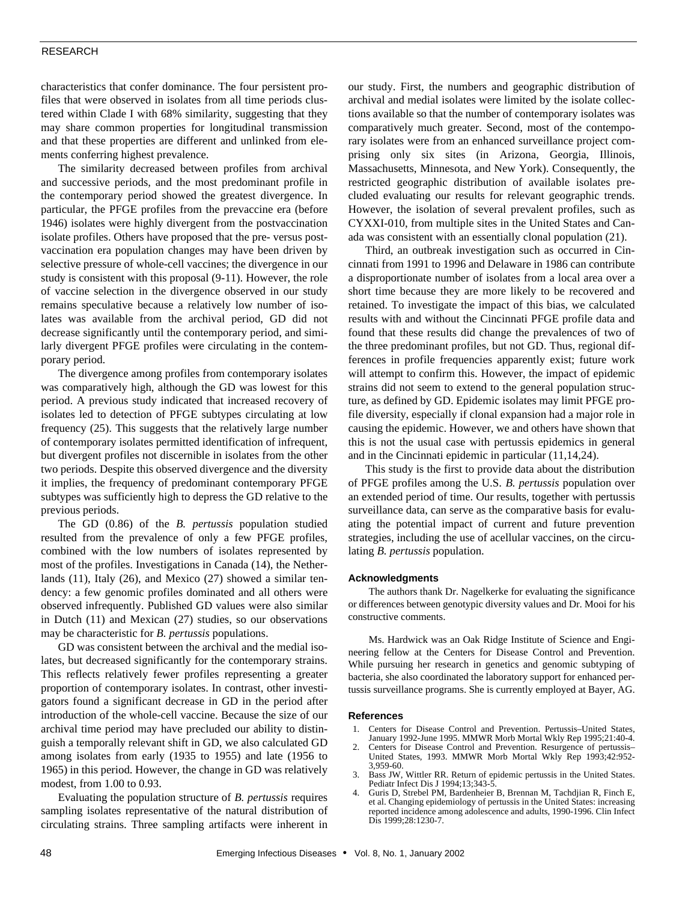characteristics that confer dominance. The four persistent profiles that were observed in isolates from all time periods clustered within Clade I with 68% similarity, suggesting that they may share common properties for longitudinal transmission and that these properties are different and unlinked from elements conferring highest prevalence.

The similarity decreased between profiles from archival and successive periods, and the most predominant profile in the contemporary period showed the greatest divergence. In particular, the PFGE profiles from the prevaccine era (before 1946) isolates were highly divergent from the postvaccination isolate profiles. Others have proposed that the pre- versus post-vaccination era population changes may have been driven by selective pressure of whole-cell vaccines; the divergence in our study is consistent with this proposal (9-11). However, the role of vaccine selection in the divergence observed in our study remains speculative because a relatively low number of isolates was available from the archival period, GD did not decrease significantly until the contemporary period, and similarly divergent PFGE profiles were circulating in the contemporary period.

The divergence among profiles from contemporary isolates was comparatively high, although the GD was lowest for this period. A previous study indicated that increased recovery of isolates led to detection of PFGE subtypes circulating at low frequency (25). This suggests that the relatively large number of contemporary isolates permitted identification of infrequent, but divergent profiles not discernible in isolates from the other two periods. Despite this observed divergence and the diversity it implies, the frequency of predominant contemporary PFGE subtypes was sufficiently high to depress the GD relative to the previous periods.

The GD (0.86) of the *B. pertussis* population studied resulted from the prevalence of only a few PFGE profiles, combined with the low numbers of isolates represented by most of the profiles. Investigations in Canada (14), the Netherlands (11), Italy (26), and Mexico (27) showed a similar tendency: a few genomic profiles dominated and all others were observed infrequently. Published GD values were also similar in Dutch (11) and Mexican (27) studies, so our observations may be characteristic for *B. pertussis* populations.

GD was consistent between the archival and the medial isolates, but decreased significantly for the contemporary strains. This reflects relatively fewer profiles representing a greater proportion of contemporary isolates. In contrast, other investigators found a significant decrease in GD in the period after introduction of the whole-cell vaccine. Because the size of our archival time period may have precluded our ability to distinguish a temporally relevant shift in GD, we also calculated GD among isolates from early (1935 to 1955) and late (1956 to 1965) in this period. However, the change in GD was relatively modest, from 1.00 to 0.93.

Evaluating the population structure of *B. pertussis* requires sampling isolates representative of the natural distribution of circulating strains. Three sampling artifacts were inherent in our study. First, the numbers and geographic distribution of archival and medial isolates were limited by the isolate collections available so that the number of contemporary isolates was comparatively much greater. Second, most of the contemporary isolates were from an enhanced surveillance project comprising only six sites (in Arizona, Georgia, Illinois, Massachusetts, Minnesota, and New York). Consequently, the restricted geographic distribution of available isolates precluded evaluating our results for relevant geographic trends. However, the isolation of several prevalent profiles, such as CYXXI-010, from multiple sites in the United States and Canada was consistent with an essentially clonal population (21).

Third, an outbreak investigation such as occurred in Cincinnati from 1991 to 1996 and Delaware in 1986 can contribute a disproportionate number of isolates from a local area over a short time because they are more likely to be recovered and retained. To investigate the impact of this bias, we calculated results with and without the Cincinnati PFGE profile data and found that these results did change the prevalences of two of the three predominant profiles, but not GD. Thus, regional differences in profile frequencies apparently exist; future work will attempt to confirm this. However, the impact of epidemic strains did not seem to extend to the general population structure, as defined by GD. Epidemic isolates may limit PFGE profile diversity, especially if clonal expansion had a major role in causing the epidemic. However, we and others have shown that this is not the usual case with pertussis epidemics in general and in the Cincinnati epidemic in particular (11,14,24).

This study is the first to provide data about the distribution of PFGE profiles among the U.S. *B. pertussis* population over an extended period of time. Our results, together with pertussis surveillance data, can serve as the comparative basis for evaluating the potential impact of current and future prevention strategies, including the use of acellular vaccines, on the circulating *B. pertussis* population.

### Acknowledgments

The authors thank Dr. Nagelkerke for evaluating the significance or differences between genotypic diversity values and Dr. Mooi for his constructive comments.

Ms. Hardwick was an Oak Ridge Institute of Science and Engineering fellow at the Centers for Disease Control and Prevention. While pursuing her research in genetics and genomic subtyping of bacteria, she also coordinated the laboratory support for enhanced pertussis surveillance programs. She is currently employed at Bayer, AG.

### References

1. Centers for Disease Control and Prevention. Pertussis–United States, January 1992-June 1995. MMWR Morb Mortal Wkly Rep 1995;21:40-4.
2. Centers for Disease Control and Prevention. Resurgence of pertussis–United States, 1993. MMWR Morb Mortal Wkly Rep 1993;42:952-3,959-60.
3. Bass JW, Wittler RR. Return of epidemic pertussis in the United States. Pediatr Infect Dis J 1994;13;343-5.
4. Guris D, Strebel PM, Bardenheier B, Brennan M, Tachdjian R, Finch E, et al. Changing epidemiology of pertussis in the United States: increasing reported incidence among adolescence and adults, 1990-1996. Clin Infect Dis 1999;28:1230-7.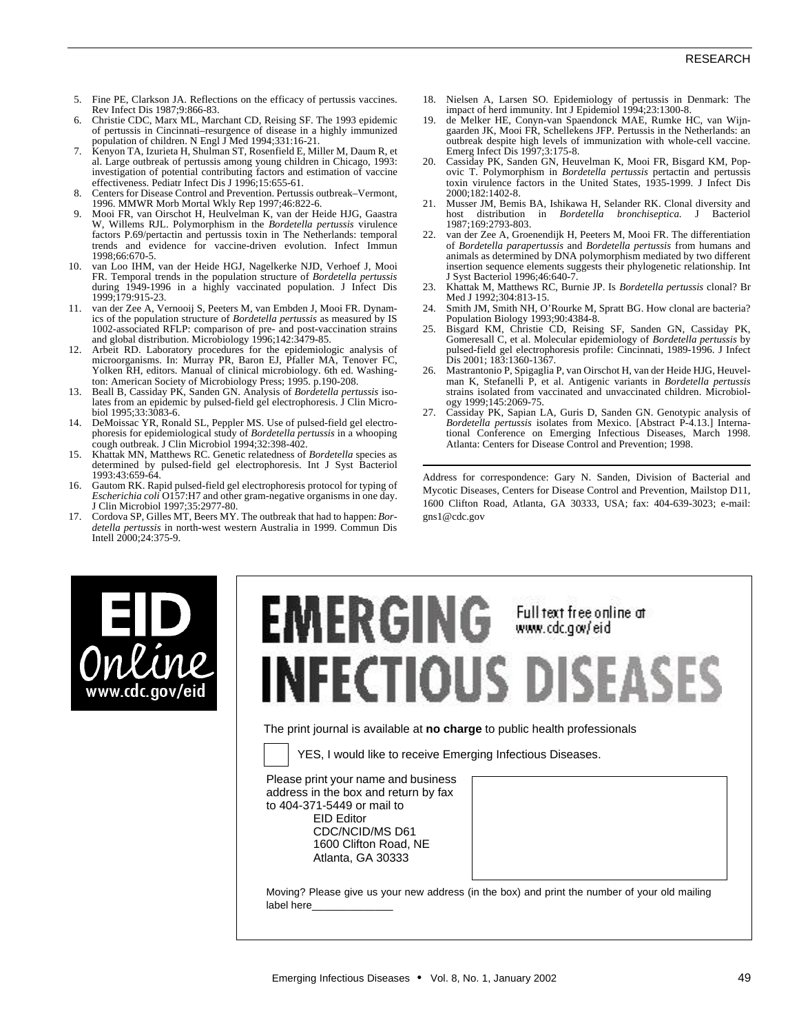5. Fine PE, Clarkson JA. Reflections on the efficacy of pertussis vaccines. Rev Infect Dis 1987;9:866-83.
6. Christie CDC, Marx ML, Marchant CD, Reising SF. The 1993 epidemic of pertussis in Cincinnati–resurgence of disease in a highly immunized population of children. N Engl J Med 1994;331:16-21.
7. Kenyon TA, Izurieta H, Shulman ST, Rosenfield E, Miller M, Daum R, et al. Large outbreak of pertussis among young children in Chicago, 1993: investigation of potential contributing factors and estimation of vaccine effectiveness. Pediatr Infect Dis J 1996;15:655-61.
8. Centers for Disease Control and Prevention. Pertussis outbreak–Vermont, 1996. MMWR Morb Mortal Wkly Rep 1997;46:822-6.
9. Mooi FR, van Oirschot H, Heulvelman K, van der Heide HJG, Gaastra W, Willems RJL. Polymorphism in the *Bordetella pertussis* virulence factors P.69/pertactin and pertussis toxin in The Netherlands: temporal trends and evidence for vaccine-driven evolution. Infect Immun 1998;66:670-5.
10. van Loo IHM, van der Heide HGJ, Nagelkerke NJD, Verhoef J, Mooi FR. Temporal trends in the population structure of *Bordetella pertussis* during 1949-1996 in a highly vaccinated population. J Infect Dis 1999;179:915-23.
11. van der Zee A, Vernooij S, Peeters M, van Embden J, Mooi FR. Dynamics of the population structure of *Bordetella pertussis* as measured by IS 1002-associated RFLP: comparison of pre- and post-vaccination strains and global distribution. Microbiology 1996;142:3479-85.
12. Arbeit RD. Laboratory procedures for the epidemiologic analysis of microorganisms. In: Murray PR, Baron EJ, Pfaller MA, Tenover FC, Yolken RH, editors. Manual of clinical microbiology. 6th ed. Washington: American Society of Microbiology Press; 1995. p.190-208.
13. Beall B, Cassiday PK, Sanden GN. Analysis of *Bordetella pertussis* isolates from an epidemic by pulsed-field gel electrophoresis. J Clin Microbiol 1995;33:3083-6.
14. DeMoissac YR, Ronald SL, Peppler MS. Use of pulsed-field gel electrophoresis for epidemiological study of *Bordetella pertussis* in a whooping cough outbreak. J Clin Microbiol 1994;32:398-402.
15. Khattak MN, Matthews RC. Genetic relatedness of *Bordetella* species as determined by pulsed-field gel electrophoresis. Int J Syst Bacteriol 1993:43:659-64.
16. Gautom RK. Rapid pulsed-field gel electrophoresis protocol for typing of *Escherichia coli* O157:H7 and other gram-negative organisms in one day. J Clin Microbiol 1997;35:2977-80.
17. Cordova SP, Gilles MT, Beers MY. The outbreak that had to happen: *Bordetella pertussis* in north-west western Australia in 1999. Commun Dis Intell 2000;24:375-9.
18. Nielsen A, Larsen SO. Epidemiology of pertussis in Denmark: The impact of herd immunity. Int J Epidemiol 1994;23:1300-8.
19. de Melker HE, Conyn-van Spaendonck MAE, Rumke HC, van Wijngaarden JK, Mooi FR, Schellekens JFP. Pertussis in the Netherlands: an outbreak despite high levels of immunization with whole-cell vaccine. Emerg Infect Dis 1997;3:175-8.
20. Cassiday PK, Sanden GN, Heuvelman K, Mooi FR, Bisgard KM, Popovic T. Polymorphism in *Bordetella pertussis* pertactin and pertussis toxin virulence factors in the United States, 1935-1999. J Infect Dis 2000;182:1402-8.
21. Musser JM, Bemis BA, Ishikawa H, Selander RK. Clonal diversity and host distribution in *Bordetella bronchiseptica.* J Bacteriol 1987;169:2793-803.
22. van der Zee A, Groenendijk H, Peeters M, Mooi FR. The differentiation of *Bordetella parapertussis* and *Bordetella pertussis* from humans and animals as determined by DNA polymorphism mediated by two different insertion sequence elements suggests their phylogenetic relationship. Int J Syst Bacteriol 1996;46:640-7.
23. Khattak M, Matthews RC, Burnie JP. Is *Bordetella pertussis* clonal? Br Med J 1992;304:813-15.
24. Smith JM, Smith NH, O'Rourke M, Spratt BG. How clonal are bacteria? Population Biology 1993;90:4384-8.
25. Bisgard KM, Christie CD, Reising SF, Sanden GN, Cassiday PK, Gomeresall C, et al. Molecular epidemiology of *Bordetella pertussis* by pulsed-field gel electrophoresis profile: Cincinnati, 1989-1996. J Infect Dis 2001; 183:1360-1367.
26. Mastrantonio P, Spigaglia P, van Oirschot H, van der Heide HJG, Heuvelman K, Stefanelli P, et al. Antigenic variants in *Bordetella pertussis* strains isolated from vaccinated and unvaccinated children. Microbiology 1999;145:2069-75.
27. Cassiday PK, Sapian LA, Guris D, Sanden GN. Genotypic analysis of *Bordetella pertussis* isolates from Mexico. [Abstract P-4.13.] International Conference on Emerging Infectious Diseases, March 1998. Atlanta: Centers for Disease Control and Prevention; 1998.

Address for correspondence: Gary N. Sanden, Division of Bacterial and Mycotic Diseases, Centers for Disease Control and Prevention, Mailstop D11, 1600 Clifton Road, Atlanta, GA 30333, USA; fax: 404-639-3023; e-mail: gns1@cdc.gov

EID Online
www.cdc.gov/eid

EMERGING INFECTIOUS DISEASES

Full text free online at www.cdc.gov/eid

The print journal is available at **no charge** to public health professionals

☐ YES, I would like to receive Emerging Infectious Diseases.

Please print your name and business address in the box and return by fax to 404-371-5449 or mail to
EID Editor
CDC/NCID/MS D61
1600 Clifton Road, NE
Atlanta, GA 30333

Moving? Please give us your new address (in the box) and print the number of your old mailing label here\_\_\_\_\_\_\_\_\_\_\_\_\_\_